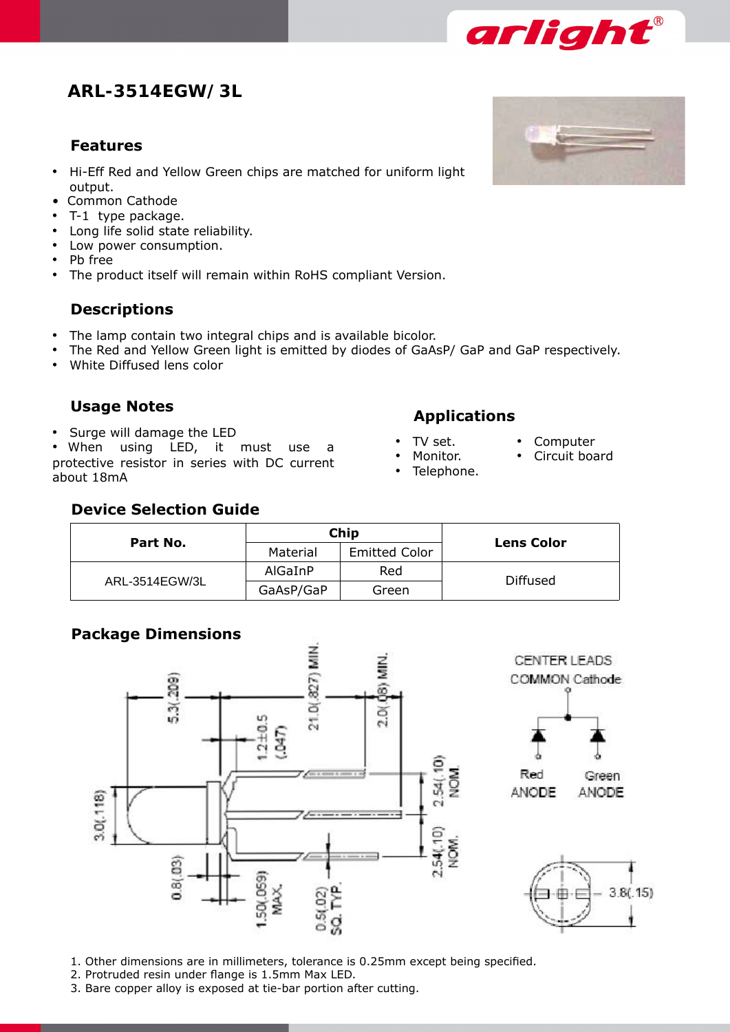# ARL-3514EGW/ 3L

## Features

- Hi-Eff Red and Yellow Green chips are matched for uniform light output.
- Common Cathode
- T-1 type package.
- Long life solid state reliability.
- Low power consumption.
- Pb free
- The product itself will remain within RoHS compliant Version.

## Descriptions

- The lamp contain two integral chips and is available bicolor.
- The Red and Yellow Green light is emitted by diodes of GaAsP/ GaP and GaP respectively.
- White Diffused lens color

## Usage Notes

- Surge will damage the LED
- When using LED, it must use a protective resistor in series with DC current about 18mA

## Applications

- TV set.
- Monitor.
- Telephone.
- Computer
- Circuit board

## Device Selection Guide

| Part No. | Chip | | Lens Color |
|---|---|---|---|
| | Material | Emitted Color | |
| ARL-3514EGW/3L | AlGaInP | Red | Diffused |
| | GaAsP/GaP | Green | |

## Package Dimensions

CENTER LEADS
COMMON Cathode

Red ANODE    Green ANODE

1. Other dimensions are in millimeters, tolerance is 0.25mm except being specified.
2. Protruded resin under flange is 1.5mm Max LED.
3. Bare copper alloy is exposed at tie-bar portion after cutting.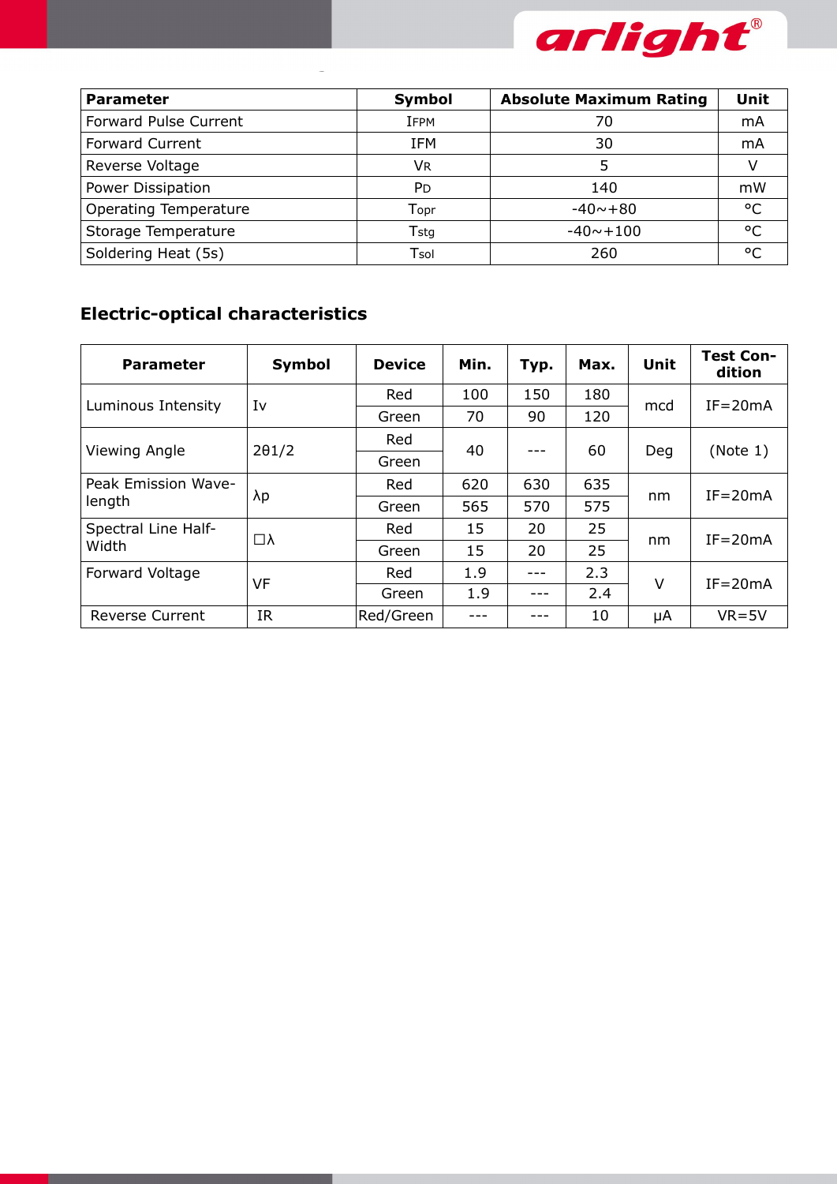| Parameter | Symbol | Absolute Maximum Rating | Unit |
|---|---|---|---|
| Forward Pulse Current | $I_{FPM}$ | 70 | mA |
| Forward Current | IFM | 30 | mA |
| Reverse Voltage | $V_R$ | 5 | V |
| Power Dissipation | $P_D$ | 140 | mW |
| Operating Temperature | $T_{opr}$ | -40~+80 | °C |
| Storage Temperature | $T_{stg}$ | -40~+100 | °C |
| Soldering Heat (5s) | $T_{sol}$ | 260 | °C |

## Electric-optical characteristics

| Parameter | Symbol | Device | Min. | Typ. | Max. | Unit | Test Condition |
|---|---|---|---|---|---|---|---|
| Luminous Intensity | Iv | Red | 100 | 150 | 180 | mcd | IF=20mA |
| | | Green | 70 | 90 | 120 | | |
| Viewing Angle | 2θ1/2 | Red | 40 | --- | 60 | Deg | (Note 1) |
| | | Green | | | | | |
| Peak Emission Wavelength | λp | Red | 620 | 630 | 635 | nm | IF=20mA |
| | | Green | 565 | 570 | 575 | | |
| Spectral Line Half-Width | □λ | Red | 15 | 20 | 25 | nm | IF=20mA |
| | | Green | 15 | 20 | 25 | | |
| Forward Voltage | VF | Red | 1.9 | --- | 2.3 | V | IF=20mA |
| | | Green | 1.9 | --- | 2.4 | | |
| Reverse Current | IR | Red/Green | --- | --- | 10 | μA | VR=5V |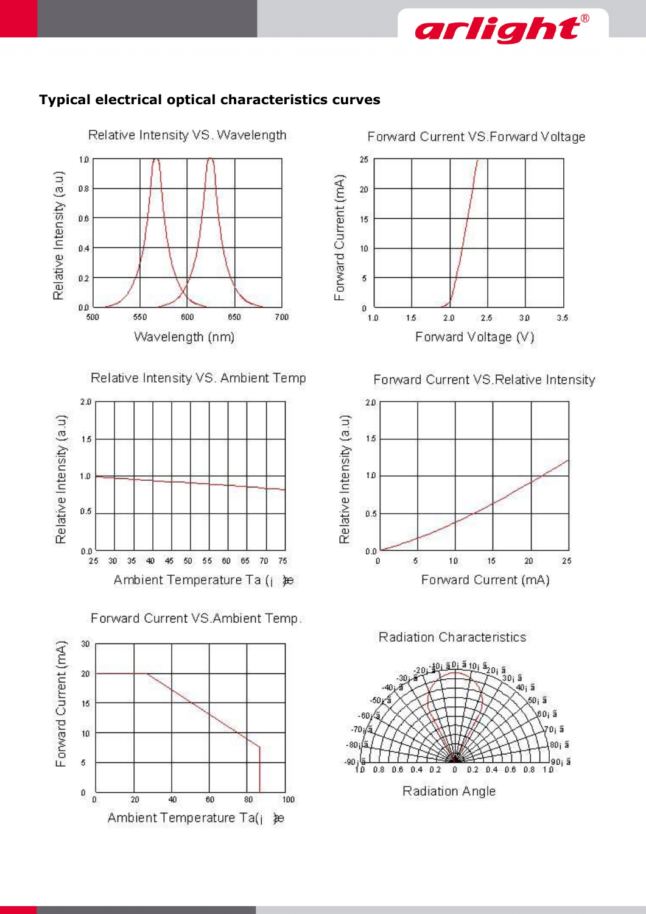## Typical electrical optical characteristics curves

Relative Intensity VS. Wavelength

Relative Intensity (a.u)

1.0
0.8
0.6
0.4
0.2
0.0

500 550 600 650 700

Wavelength (nm)

Forward Current VS.Forward Voltage

Forward Current (mA)

25
20
15
10
5
0

1.0 1.5 2.0 2.5 3.0 3.5

Forward Voltage (V)

Relative Intensity VS. Ambient Temp

Relative Intensity (a.u)

2.0
1.5
1.0
0.5
0.0

25 30 35 40 45 50 55 60 65 70 75

Ambient Temperature Ta (¡ æ

Forward Current VS.Relative Intensity

Relative Intensity (a.u)

2.0
1.5
1.0
0.5
0.0

0 5 10 15 20 25

Forward Current (mA)

Forward Current VS.Ambient Temp.

Forward Current (mA)

30
20
15
10
5
0

0 20 40 60 80 100

Ambient Temperature Ta(¡ æ

Radiation Characteristics

-90¡ ã -80¡ ã -70¡ ã -60¡ ã -50¡ ã -40¡ ã -30¡ ã -20¡ ã -10¡ ã 0¡ ã 10¡ ã 20¡ ã 30¡ ã 40¡ ã 50¡ ã 60¡ ã 70¡ ã 80¡ ã 90¡ ã

1.0 0.8 0.6 0.4 0.2 0 0.2 0.4 0.6 0.8 1.0

Radiation Angle